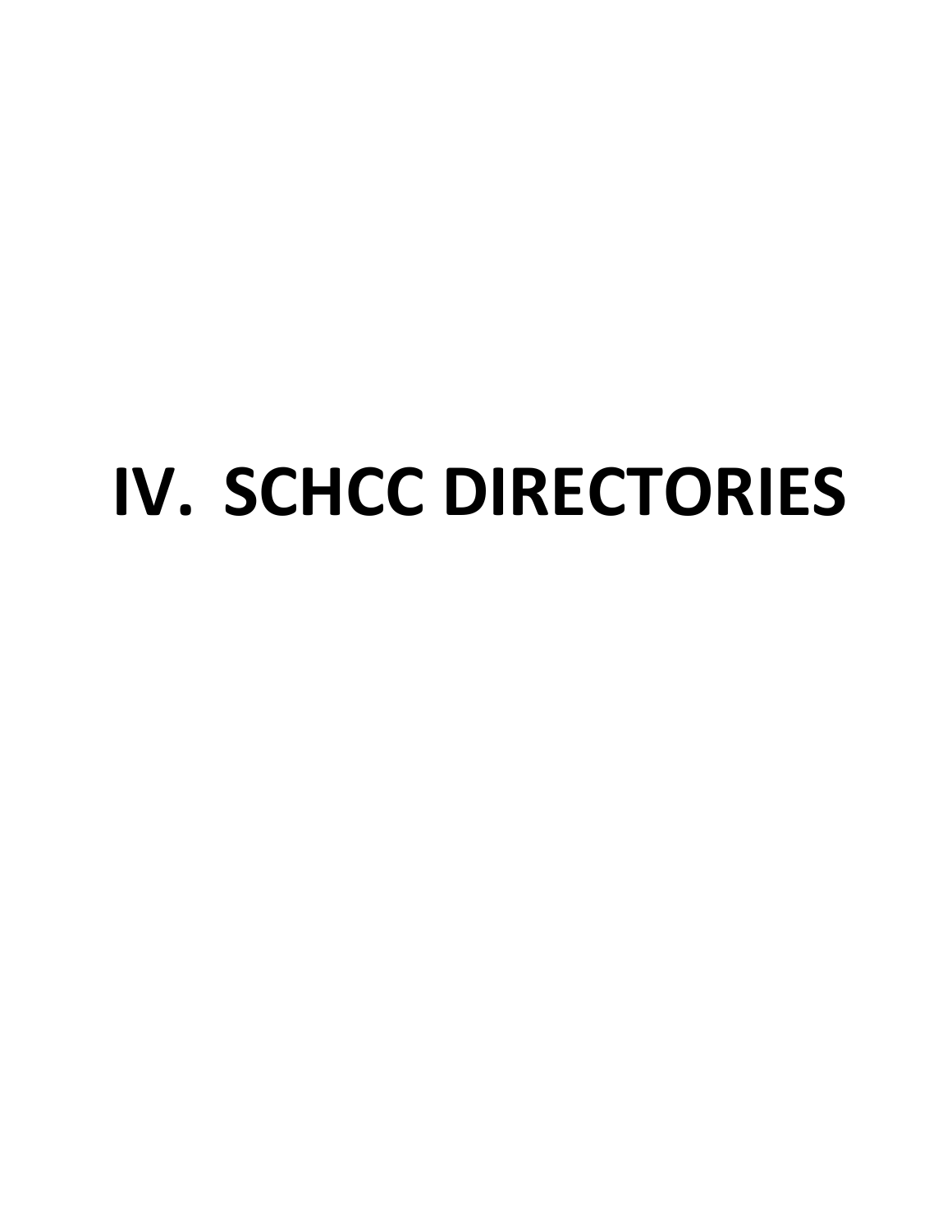# IV. SCHCC DIRECTORIES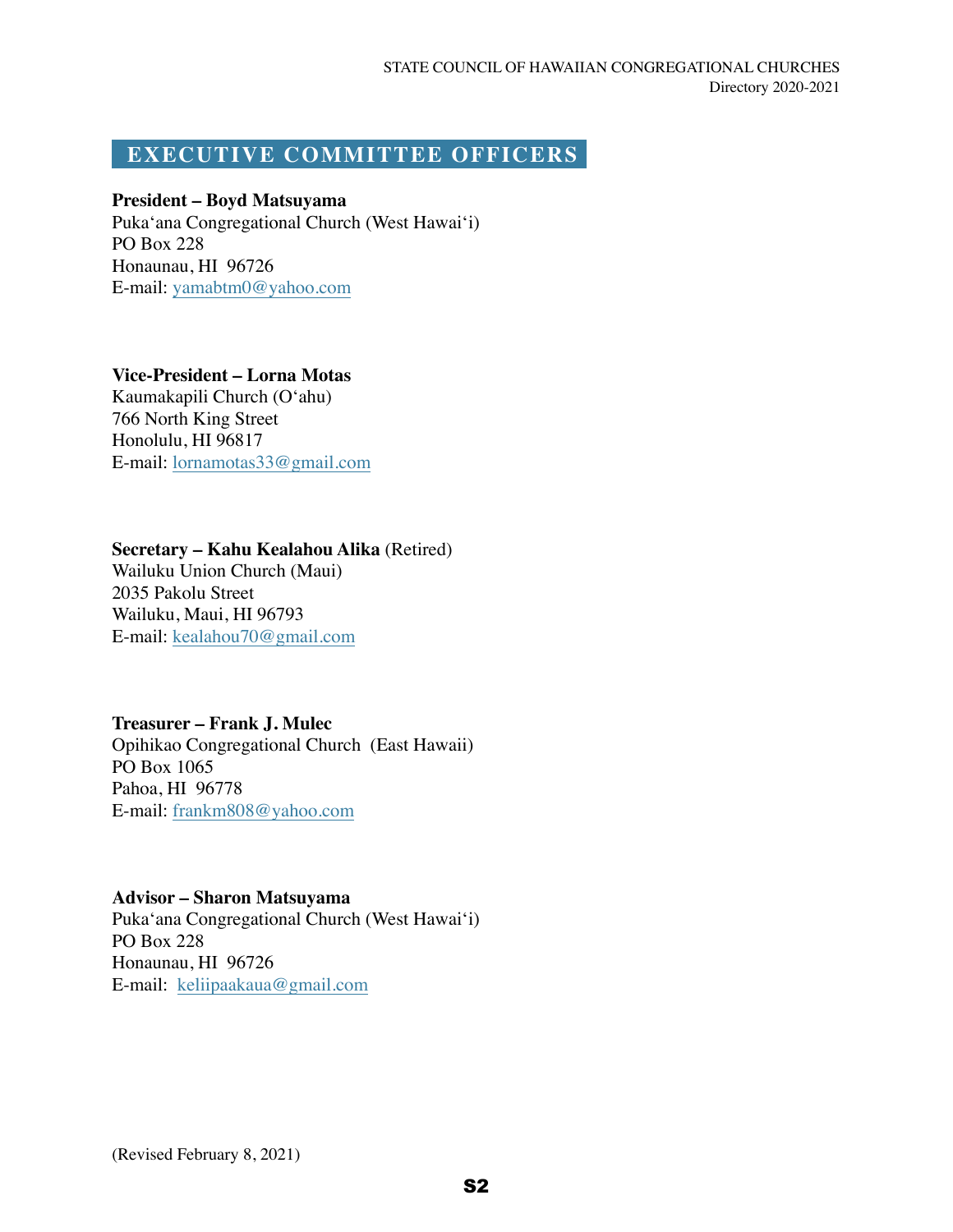## EXECUTIVE COMMITTEE OFFICERS

**President – Boyd Matsuyama**
Puka‘ana Congregational Church (West Hawai‘i)
PO Box 228
Honaunau, HI 96726
E-mail: yamabtm0@yahoo.com

**Vice-President – Lorna Motas**
Kaumakapili Church (O‘ahu)
766 North King Street
Honolulu, HI 96817
E-mail: lornamotas33@gmail.com

**Secretary – Kahu Kealahou Alika** (Retired)
Wailuku Union Church (Maui)
2035 Pakolu Street
Wailuku, Maui, HI 96793
E-mail: kealahou70@gmail.com

**Treasurer – Frank J. Mulec**
Opihikao Congregational Church (East Hawaii)
PO Box 1065
Pahoa, HI 96778
E-mail: frankm808@yahoo.com

**Advisor – Sharon Matsuyama**
Puka‘ana Congregational Church (West Hawai‘i)
PO Box 228
Honaunau, HI 96726
E-mail: keliipaakaua@gmail.com

(Revised February 8, 2021)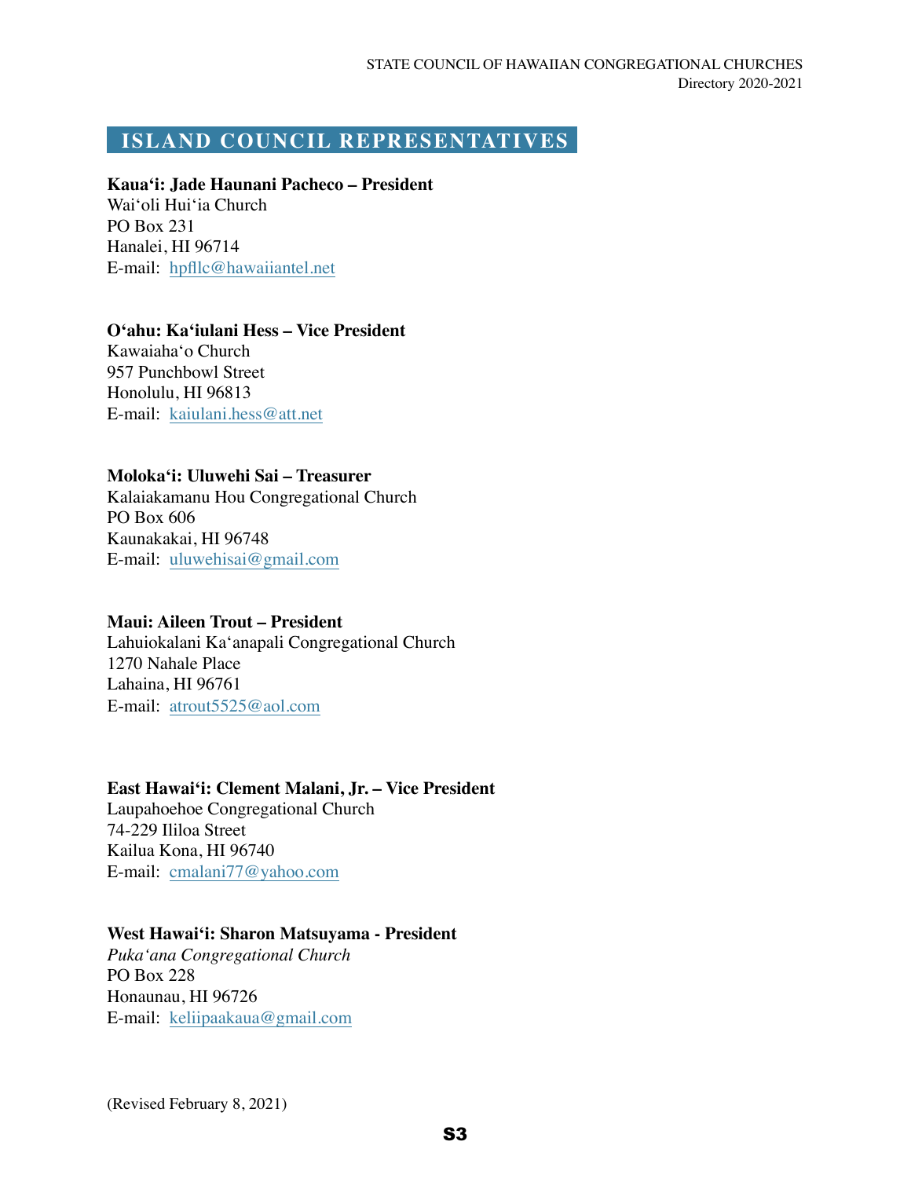## ISLAND COUNCIL REPRESENTATIVES

**Kaua'i: Jade Haunani Pacheco – President**
Wai'oli Hui'ia Church
PO Box 231
Hanalei, HI 96714
E-mail: hpfllc@hawaiiantel.net

**O'ahu: Ka'iulani Hess – Vice President**
Kawaiaha'o Church
957 Punchbowl Street
Honolulu, HI 96813
E-mail: kaiulani.hess@att.net

**Moloka'i: Uluwehi Sai – Treasurer**
Kalaiakamanu Hou Congregational Church
PO Box 606
Kaunakakai, HI 96748
E-mail: uluwehisai@gmail.com

**Maui: Aileen Trout – President**
Lahuiokalani Ka'anapali Congregational Church
1270 Nahale Place
Lahaina, HI 96761
E-mail: atrout5525@aol.com

**East Hawai'i: Clement Malani, Jr. – Vice President**
Laupahoehoe Congregational Church
74-229 Ililoa Street
Kailua Kona, HI 96740
E-mail: cmalani77@yahoo.com

**West Hawai'i: Sharon Matsuyama - President**
*Puka'ana Congregational Church*
PO Box 228
Honaunau, HI 96726
E-mail: keliipaakaua@gmail.com

(Revised February 8, 2021)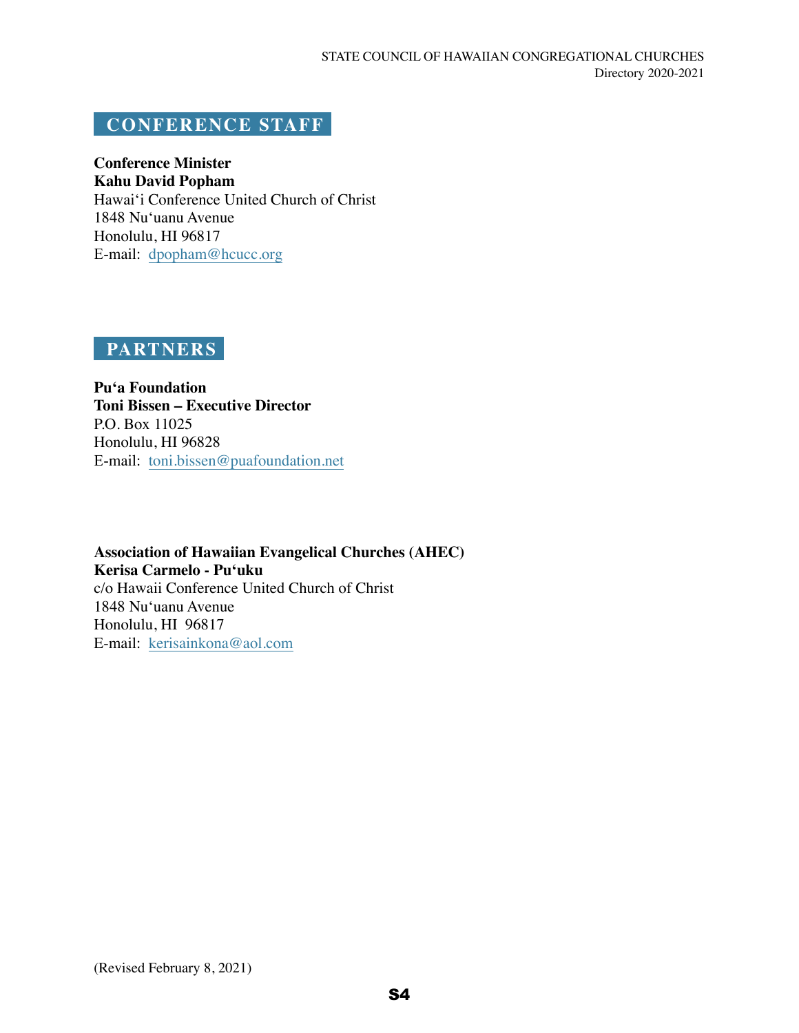## CONFERENCE STAFF

**Conference Minister**
**Kahu David Popham**
Hawai'i Conference United Church of Christ
1848 Nu'uanu Avenue
Honolulu, HI 96817
E-mail: dpopham@hcucc.org

## PARTNERS

**Pu'a Foundation**
**Toni Bissen – Executive Director**
P.O. Box 11025
Honolulu, HI 96828
E-mail: toni.bissen@puafoundation.net

**Association of Hawaiian Evangelical Churches (AHEC)**
**Kerisa Carmelo - Pu'uku**
c/o Hawaii Conference United Church of Christ
1848 Nu'uanu Avenue
Honolulu, HI 96817
E-mail: kerisainkona@aol.com

(Revised February 8, 2021)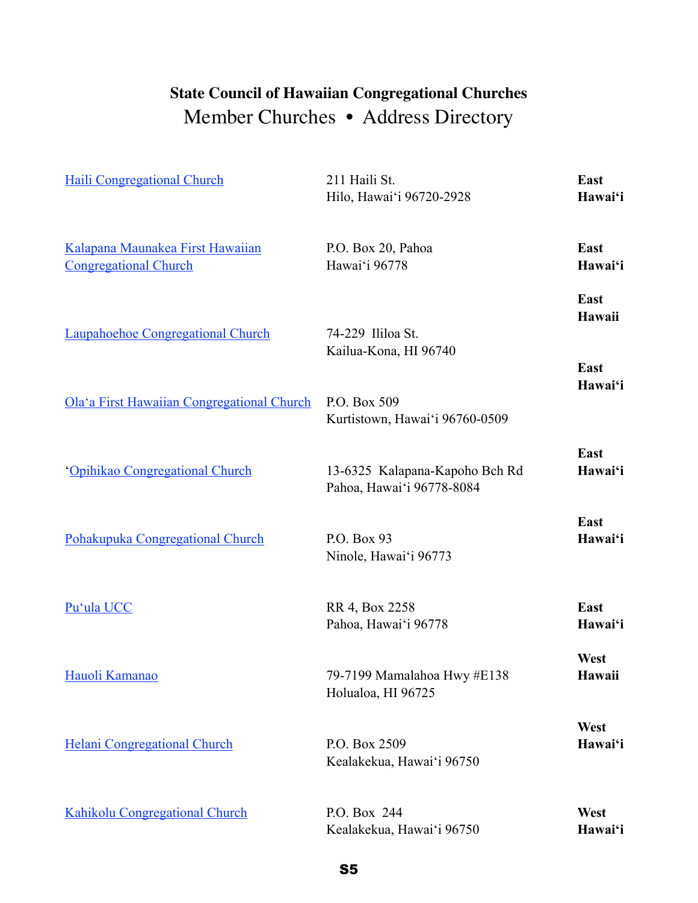**State Council of Hawaiian Congregational Churches**

Member Churches • Address Directory

| | | |
|---|---|---|
| Haili Congregational Church | 211 Haili St.<br>Hilo, Hawai‘i 96720-2928 | **East Hawai‘i** |
| Kalapana Maunakea First Hawaiian Congregational Church | P.O. Box 20, Pahoa<br>Hawai‘i 96778 | **East Hawai‘i** |
| Laupahoehoe Congregational Church | 74-229 Ililoa St.<br>Kailua-Kona, HI 96740 | **East Hawaii** |
| Ola‘a First Hawaiian Congregational Church | P.O. Box 509<br>Kurtistown, Hawai‘i 96760-0509 | **East Hawai‘i** |
| ‘Opihikao Congregational Church | 13-6325 Kalapana-Kapoho Bch Rd<br>Pahoa, Hawai‘i 96778-8084 | **East Hawai‘i** |
| Pohakupuka Congregational Church | P.O. Box 93<br>Ninole, Hawai‘i 96773 | **East Hawai‘i** |
| Pu‘ula UCC | RR 4, Box 2258<br>Pahoa, Hawai‘i 96778 | **East Hawai‘i** |
| Hauoli Kamanao | 79-7199 Mamalahoa Hwy #E138<br>Holualoa, HI 96725 | **West Hawaii** |
| Helani Congregational Church | P.O. Box 2509<br>Kealakekua, Hawai‘i 96750 | **West Hawai‘i** |
| Kahikolu Congregational Church | P.O. Box 244<br>Kealakekua, Hawai‘i 96750 | **West Hawai‘i** |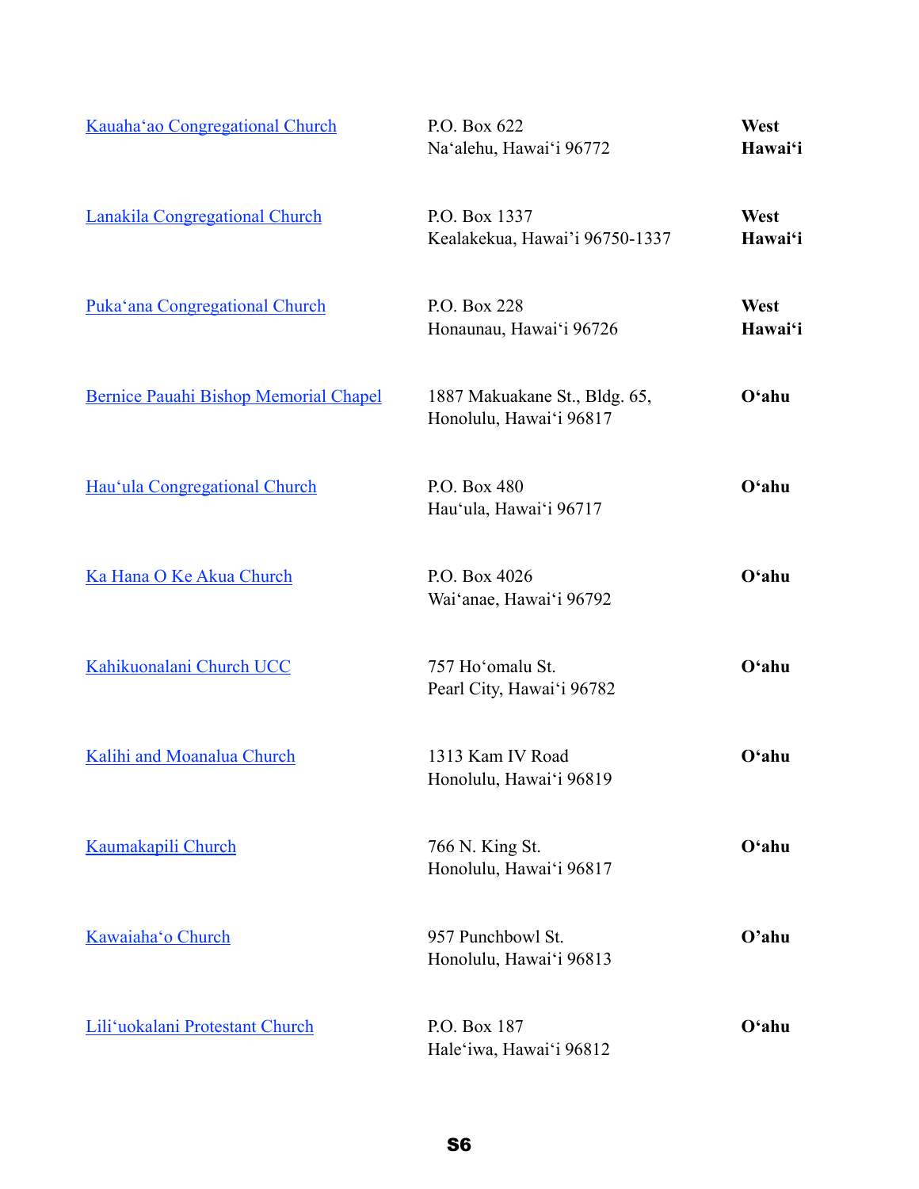| | | |
|---|---|---|
| Kauaha'ao Congregational Church | P.O. Box 622<br>Na'alehu, Hawai'i 96772 | **West Hawai'i** |
| Lanakila Congregational Church | P.O. Box 1337<br>Kealakekua, Hawai'i 96750-1337 | **West Hawai'i** |
| Puka'ana Congregational Church | P.O. Box 228<br>Honaunau, Hawai'i 96726 | **West Hawai'i** |
| Bernice Pauahi Bishop Memorial Chapel | 1887 Makuakane St., Bldg. 65,<br>Honolulu, Hawai'i 96817 | **O'ahu** |
| Hau'ula Congregational Church | P.O. Box 480<br>Hau'ula, Hawai'i 96717 | **O'ahu** |
| Ka Hana O Ke Akua Church | P.O. Box 4026<br>Wai'anae, Hawai'i 96792 | **O'ahu** |
| Kahikuonalani Church UCC | 757 Ho'omalu St.<br>Pearl City, Hawai'i 96782 | **O'ahu** |
| Kalihi and Moanalua Church | 1313 Kam IV Road<br>Honolulu, Hawai'i 96819 | **O'ahu** |
| Kaumakapili Church | 766 N. King St.<br>Honolulu, Hawai'i 96817 | **O'ahu** |
| Kawaiaha'o Church | 957 Punchbowl St.<br>Honolulu, Hawai'i 96813 | **O'ahu** |
| Lili'uokalani Protestant Church | P.O. Box 187<br>Hale'iwa, Hawai'i 96812 | **O'ahu** |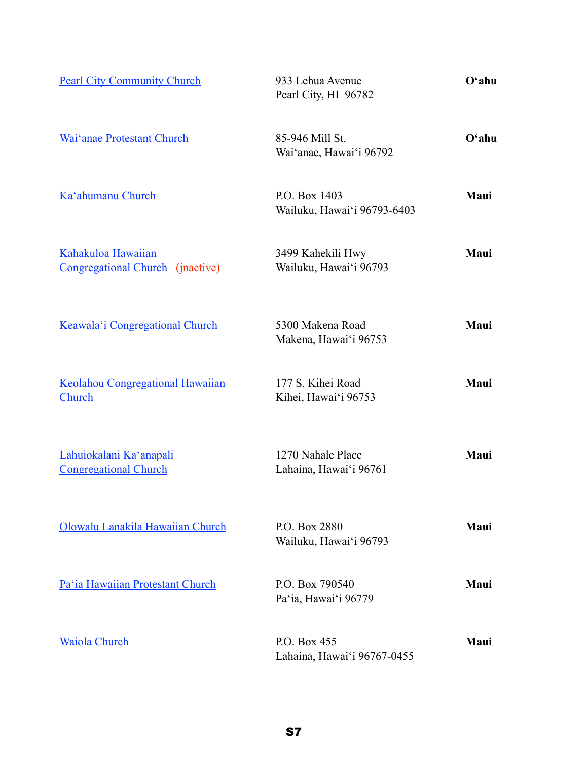| | | |
|---|---|---|
| Pearl City Community Church | 933 Lehua Avenue<br>Pearl City, HI  96782 | **O‘ahu** |
| Wai‘anae Protestant Church | 85-946 Mill St.<br>Wai‘anae, Hawai‘i 96792 | **O‘ahu** |
| Ka‘ahumanu Church | P.O. Box 1403<br>Wailuku, Hawai‘i 96793-6403 | **Maui** |
| Kahakuloa Hawaiian Congregational Church (jnactive) | 3499 Kahekili Hwy<br>Wailuku, Hawai‘i 96793 | **Maui** |
| Keawala‘i Congregational Church | 5300 Makena Road<br>Makena, Hawai‘i 96753 | **Maui** |
| Keolahou Congregational Hawaiian Church | 177 S. Kihei Road<br>Kihei, Hawai‘i 96753 | **Maui** |
| Lahuiokalani Ka‘anapali Congregational Church | 1270 Nahale Place<br>Lahaina, Hawai‘i 96761 | **Maui** |
| Olowalu Lanakila Hawaiian Church | P.O. Box 2880<br>Wailuku, Hawai‘i 96793 | **Maui** |
| Pa‘ia Hawaiian Protestant Church | P.O. Box 790540<br>Pa‘ia, Hawai‘i 96779 | **Maui** |
| Waiola Church | P.O. Box 455<br>Lahaina, Hawai‘i 96767-0455 | **Maui** |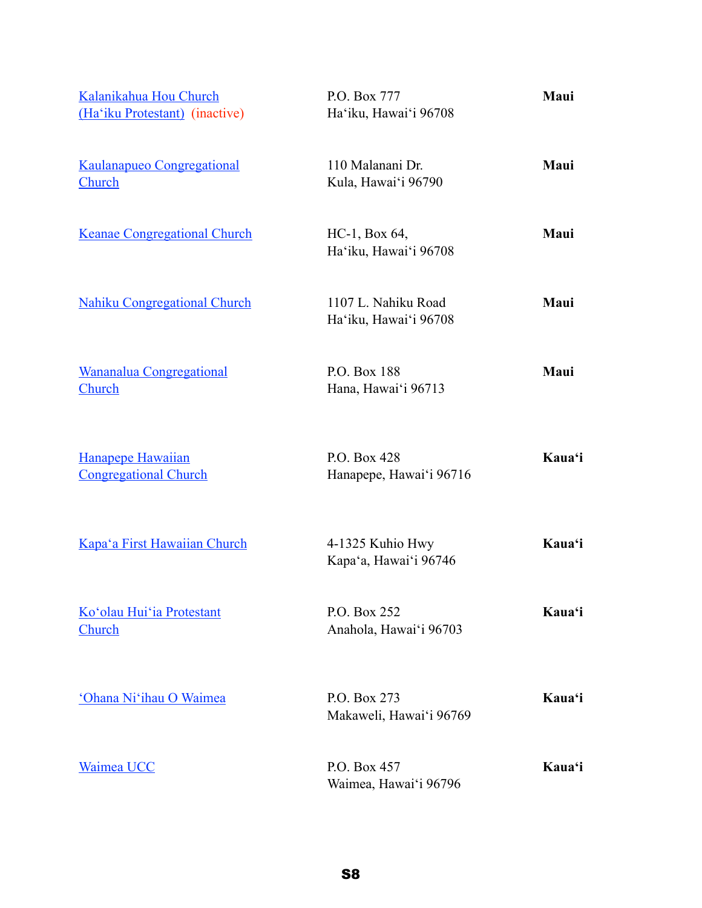| | | |
|---|---|---|
| Kalanikahua Hou Church (Haʻiku Protestant) (inactive) | P.O. Box 777<br>Haʻiku, Hawaiʻi 96708 | **Maui** |
| Kaulanapueo Congregational Church | 110 Malanani Dr.<br>Kula, Hawaiʻi 96790 | **Maui** |
| Keanae Congregational Church | HC-1, Box 64,<br>Haʻiku, Hawaiʻi 96708 | **Maui** |
| Nahiku Congregational Church | 1107 L. Nahiku Road<br>Haʻiku, Hawaiʻi 96708 | **Maui** |
| Wananalua Congregational Church | P.O. Box 188<br>Hana, Hawaiʻi 96713 | **Maui** |
| Hanapepe Hawaiian Congregational Church | P.O. Box 428<br>Hanapepe, Hawaiʻi 96716 | **Kauaʻi** |
| Kapaʻa First Hawaiian Church | 4-1325 Kuhio Hwy<br>Kapaʻa, Hawaiʻi 96746 | **Kauaʻi** |
| Koʻolau Huiʻia Protestant Church | P.O. Box 252<br>Anahola, Hawaiʻi 96703 | **Kauaʻi** |
| ʻOhana Niʻihau O Waimea | P.O. Box 273<br>Makaweli, Hawaiʻi 96769 | **Kauaʻi** |
| Waimea UCC | P.O. Box 457<br>Waimea, Hawaiʻi 96796 | **Kauaʻi** |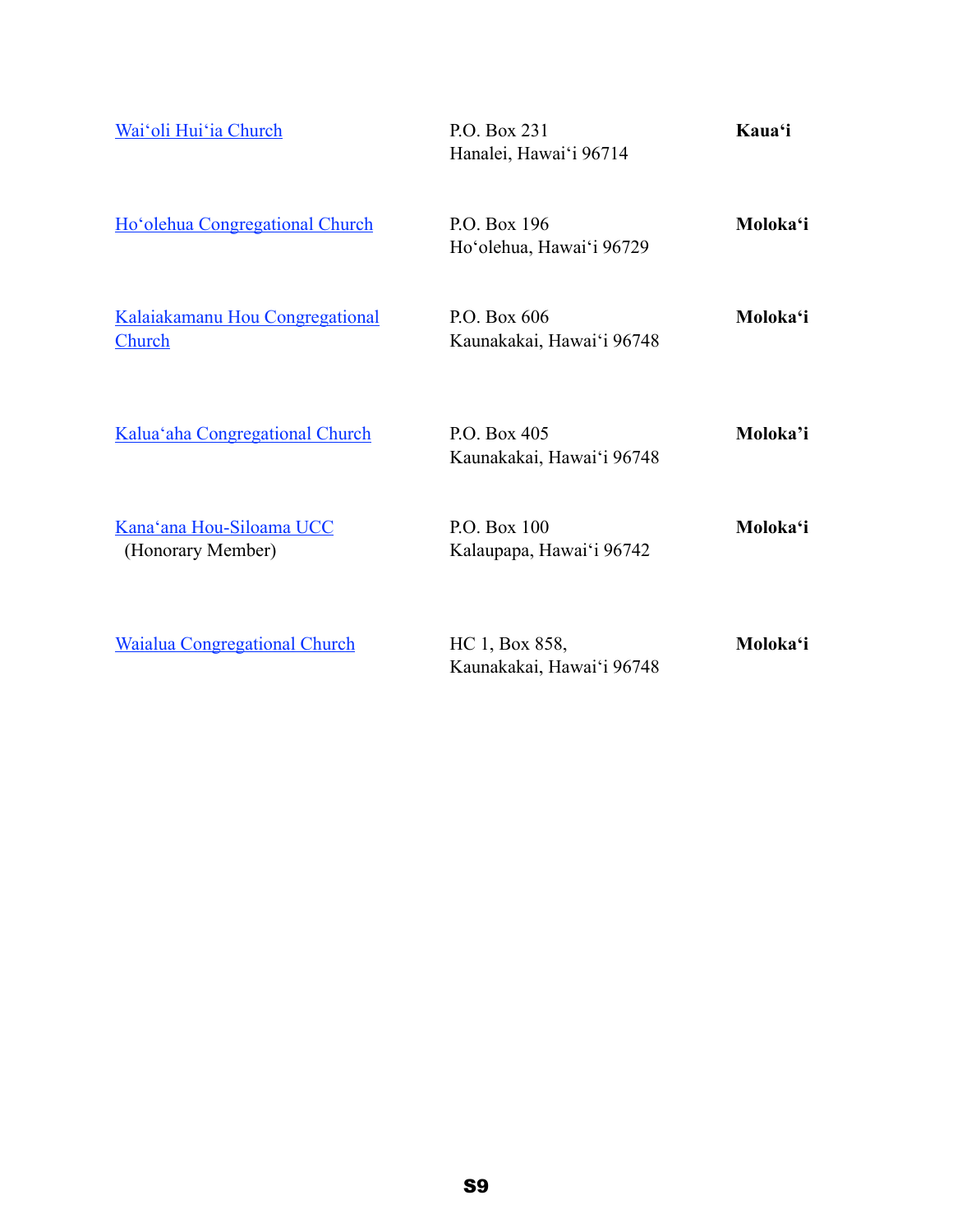| | | |
|---|---|---|
| Wai'oli Hui'ia Church | P.O. Box 231<br>Hanalei, Hawai'i 96714 | **Kaua'i** |
| Ho'olehua Congregational Church | P.O. Box 196<br>Ho'olehua, Hawai'i 96729 | **Moloka'i** |
| Kalaiakamanu Hou Congregational Church | P.O. Box 606<br>Kaunakakai, Hawai'i 96748 | **Moloka'i** |
| Kalua'aha Congregational Church | P.O. Box 405<br>Kaunakakai, Hawai'i 96748 | **Moloka'i** |
| Kana'ana Hou-Siloama UCC<br>(Honorary Member) | P.O. Box 100<br>Kalaupapa, Hawai'i 96742 | **Moloka'i** |
| Waialua Congregational Church | HC 1, Box 858,<br>Kaunakakai, Hawai'i 96748 | **Moloka'i** |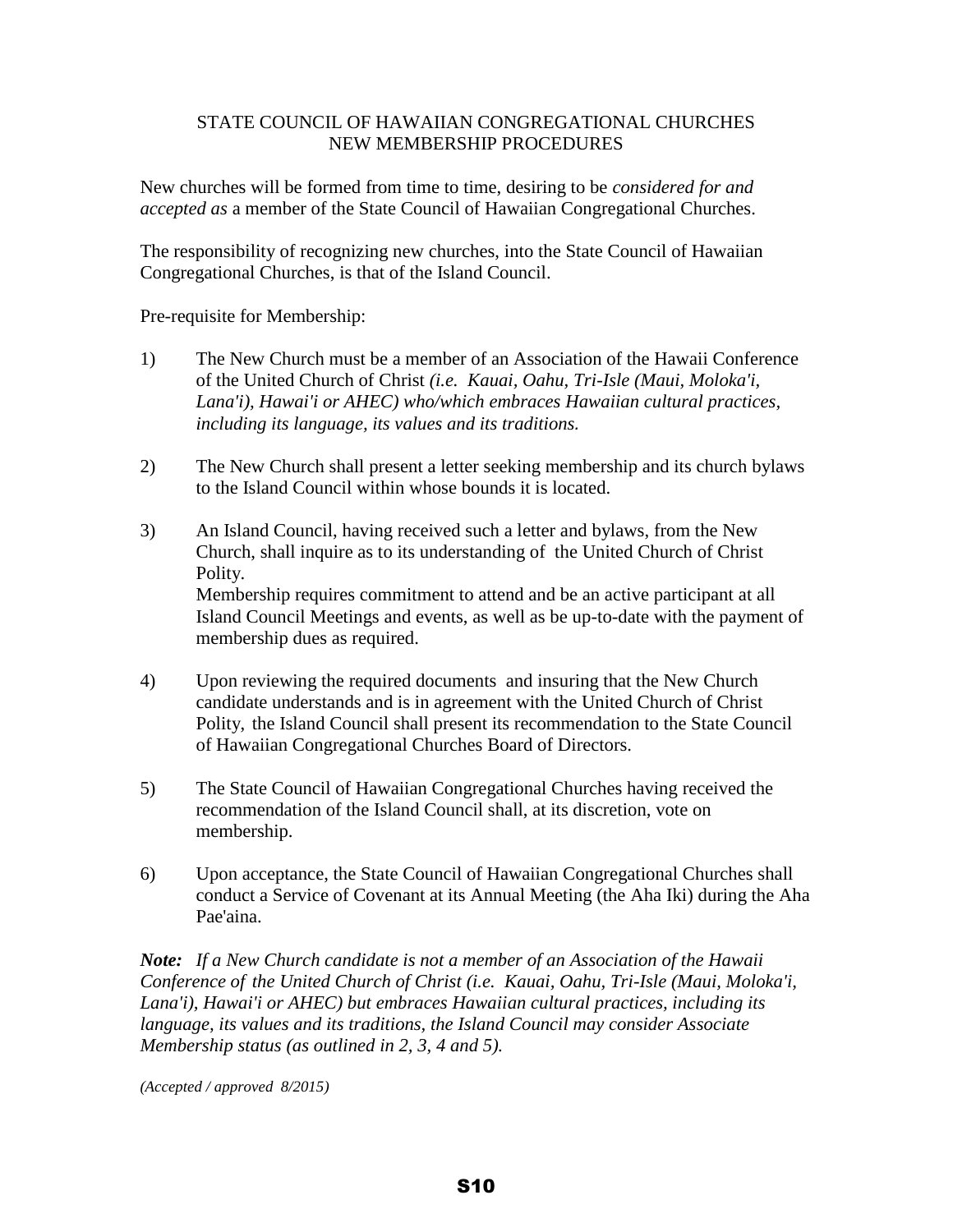# STATE COUNCIL OF HAWAIIAN CONGREGATIONAL CHURCHES
## NEW MEMBERSHIP PROCEDURES

New churches will be formed from time to time, desiring to be *considered for and accepted as* a member of the State Council of Hawaiian Congregational Churches.

The responsibility of recognizing new churches, into the State Council of Hawaiian Congregational Churches, is that of the Island Council.

Pre-requisite for Membership:

1) The New Church must be a member of an Association of the Hawaii Conference of the United Church of Christ *(i.e. Kauai, Oahu, Tri-Isle (Maui, Moloka'i, Lana'i), Hawai'i or AHEC) who/which embraces Hawaiian cultural practices, including its language, its values and its traditions.*

2) The New Church shall present a letter seeking membership and its church bylaws to the Island Council within whose bounds it is located.

3) An Island Council, having received such a letter and bylaws, from the New Church, shall inquire as to its understanding of the United Church of Christ Polity.
Membership requires commitment to attend and be an active participant at all Island Council Meetings and events, as well as be up-to-date with the payment of membership dues as required.

4) Upon reviewing the required documents and insuring that the New Church candidate understands and is in agreement with the United Church of Christ Polity, the Island Council shall present its recommendation to the State Council of Hawaiian Congregational Churches Board of Directors.

5) The State Council of Hawaiian Congregational Churches having received the recommendation of the Island Council shall, at its discretion, vote on membership.

6) Upon acceptance, the State Council of Hawaiian Congregational Churches shall conduct a Service of Covenant at its Annual Meeting (the Aha Iki) during the Aha Pae'aina.

***Note:*** *If a New Church candidate is not a member of an Association of the Hawaii Conference of the United Church of Christ (i.e. Kauai, Oahu, Tri-Isle (Maui, Moloka'i, Lana'i), Hawai'i or AHEC) but embraces Hawaiian cultural practices, including its language, its values and its traditions, the Island Council may consider Associate Membership status (as outlined in 2, 3, 4 and 5).*

*(Accepted / approved 8/2015)*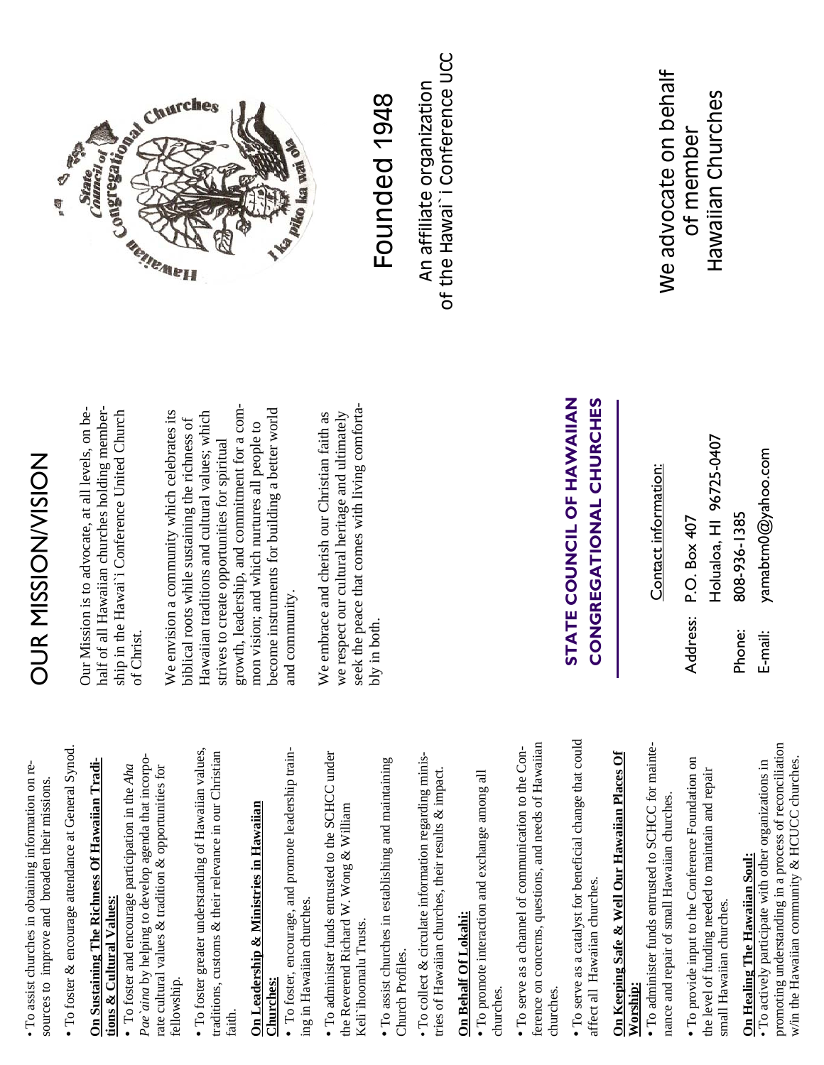• To assist churches in obtaining information on resources to improve and broaden their missions.

• To foster & encourage attendance at General Synod.

**On Sustaining The Richness Of Hawaiian Traditions & Cultural Values:**

• To foster and encourage participation in the *Aha Pae`aina* by helping to develop agenda that incorporate cultural values & tradition & opportunities for fellowship.

• To foster greater understanding of Hawaiian values, traditions, customs & their relevance in our Christian faith.

**On Leadership & Ministries in Hawaiian Churches:**

• To foster, encourage, and promote leadership training in Hawaiian churches.

• To administer funds entrusted to the SCHCC under the Reverend Richard W. Wong & William Keli`ihoomalu Trusts.

• To assist churches in establishing and maintaining Church Profiles.

• To collect & circulate information regarding ministries of Hawaiian churches, their results & impact.

**On Behalf Of Lokahi:**

• To promote interaction and exchange among all churches.

• To serve as a channel of communication to the Conference on concerns, questions, and needs of Hawaiian churches.

• To serve as a catalyst for beneficial change that could affect all Hawaiian churches.

**On Keeping Safe & Well Our Hawaiian Places Of Worship:**

• To administer funds entrusted to SCHCC for maintenance and repair of small Hawaiian churches.

• To provide input to the Conference Foundation on the level of funding needed to maintain and repair small Hawaiian churches.

**On Healing The Hawaiian Soul:**

• To actively participate with other organizations in promoting understanding in a process of reconciliation w/in the Hawaiian community & HCUCC churches.

# OUR MISSION/VISION

Our Mission is to advocate, at all levels, on behalf of all Hawaiian churches holding membership in the Hawai`i Conference United Church of Christ.

We envision a community which celebrates its biblical roots while sustaining the richness of Hawaiian traditions and cultural values; which strives to create opportunities for spiritual growth, leadership, and commitment for a common vision; and which nurtures all people to become instruments for building a better world and community.

We embrace and cherish our Christian faith as we respect our cultural heritage and ultimately seek the peace that comes with living comfortably in both.

## STATE COUNCIL OF HAWAIIAN CONGREGATIONAL CHURCHES

Contact information:

Address: P.O. Box 407
Holualoa, HI 96725-0407

Phone: 808-936-1385

E-mail: yamabtm0@yahoo.com

State Council of Hawaiian Congregational Churches

I ka piko ka wai ola

# Founded 1948

An affiliate organization of the Hawai`i Conference UCC

We advocate on behalf of member Hawaiian Churches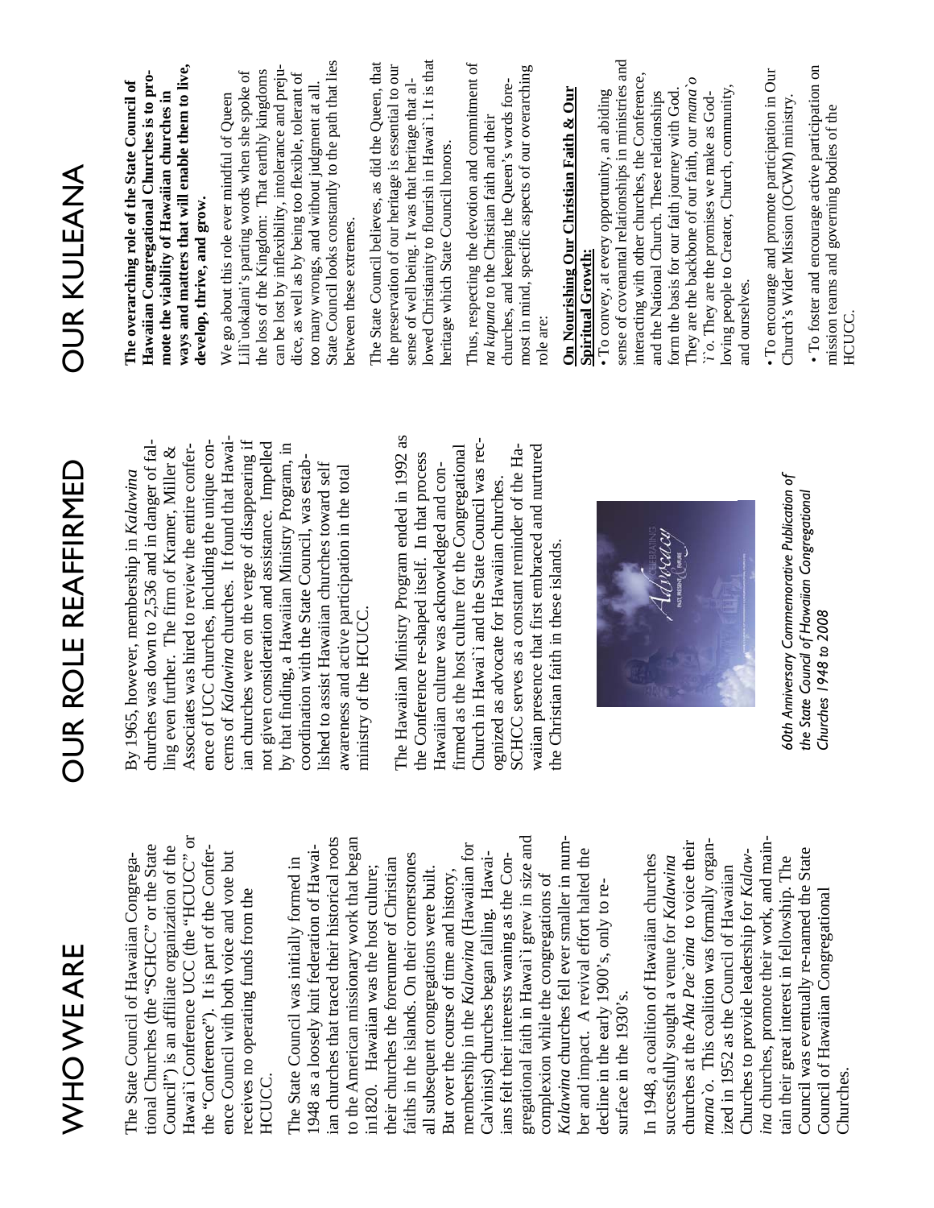# WHO WE ARE

The State Council of Hawaiian Congregational Churches (the "SCHCC" or the State Council") is an affiliate organization of the Hawai'i Conference UCC (the "HCUCC" or the "Conference"). It is part of the Conference Council with both voice and vote but receives no operating funds from the HCUCC.

The State Council was initially formed in 1948 as a loosely knit federation of Hawaiian churches that traced their historical roots to the American missionary work that began in1820. Hawaiian was the host culture; their churches the forerunner of Christian faiths in the islands. On their cornerstones all subsequent congregations were built. But over the course of time and history, membership in the *Kalawina* (Hawaiian for Calvinist) churches began falling. Hawaiians felt their interests waning as the Congregational faith in Hawai'i grew in size and complexion while the congregations of *Kalawina* churches fell ever smaller in number and impact. A revival effort halted the decline in the early 1900's, only to resurface in the 1930's.

In 1948, a coalition of Hawaiian churches successfully sought a venue for *Kalawina* churches at the *Aha Pae`aina* to voice their *mana`o*. This coalition was formally organized in 1952 as the Council of Hawaiian Churches to provide leadership for *Kalawina* churches, promote their work, and maintain their great interest in fellowship. The Council was eventually re-named the State Council of Hawaiian Congregational Churches.

# OUR ROLE REAFFIRMED

By 1965, however, membership in *Kalawina* churches was down to 2,536 and in danger of falling even further. The firm of Kramer, Miller & Associates was hired to review the entire conference of UCC churches, including the unique concerns of *Kalawina* churches. It found that Hawaiian churches were on the verge of disappearing if not given consideration and assistance. Impelled by that finding, a Hawaiian Ministry Program, in coordination with the State Council, was established to assist Hawaiian churches toward self awareness and active participation in the total ministry of the HCUCC.

The Hawaiian Ministry Program ended in 1992 as the Conference re-shaped itself. In that process Hawaiian culture was acknowledged and confirmed as the host culture for the Congregational Church in Hawai`i and the State Council was recognized as advocate for Hawaiian churches. SCHCC serves as a constant reminder of the Hawaiian presence that first embraced and nurtured the Christian faith in these islands.

*60th Anniversary Commemorative Publication of the State Council of Hawaiian Congregational Churches 1948 to 2008*

# OUR KULEANA

**The overarching role of the State Council of Hawaiian Congregational Churches is to promote the viability of Hawaiian churches in ways and matters that will enable them to live, develop, thrive, and grow.**

We go about this role ever mindful of Queen Lili`uokalani's parting words when she spoke of the loss of the Kingdom: That earthly kingdoms can be lost by inflexibility, intolerance and prejudice, as well as by being too flexible, tolerant of too many wrongs, and without judgment at all. State Council looks constantly to the path that lies between these extremes.

The State Council believes, as did the Queen, that the preservation of our heritage is essential to our sense of well being. It was that heritage that allowed Christianity to flourish in Hawai`i. It is that heritage which State Council honors.

Thus, respecting the devotion and commitment of *na kupuna* to the Christian faith and their churches, and keeping the Queen's words foremost in mind, specific aspects of our overarching role are:

**On Nourishing Our Christian Faith & Our Spiritual Growth:**

• To convey, at every opportunity, an abiding sense of covenantal relationships in ministries and interacting with other churches, the Conference, and the National Church. These relationships form the basis for our faith journey with God. They are the backbone of our faith, our *mana`o `i`o*. They are the promises we make as God-loving people to Creator, Church, community, and ourselves.

• To encourage and promote participation in Our Church's Wider Mission (OCWM) ministry.

• To foster and encourage active participation on mission teams and governing bodies of the HCUCC.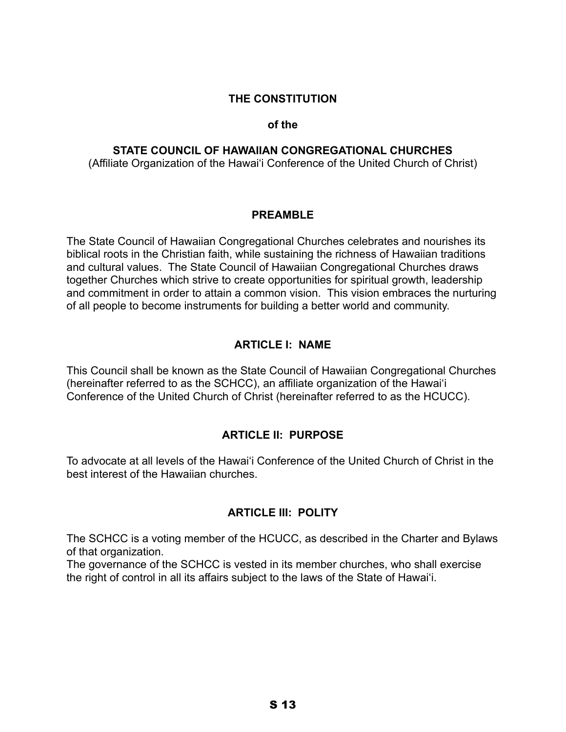# THE CONSTITUTION

**of the**

## STATE COUNCIL OF HAWAIIAN CONGREGATIONAL CHURCHES

(Affiliate Organization of the Hawai'i Conference of the United Church of Christ)

## PREAMBLE

The State Council of Hawaiian Congregational Churches celebrates and nourishes its biblical roots in the Christian faith, while sustaining the richness of Hawaiian traditions and cultural values. The State Council of Hawaiian Congregational Churches draws together Churches which strive to create opportunities for spiritual growth, leadership and commitment in order to attain a common vision. This vision embraces the nurturing of all people to become instruments for building a better world and community.

## ARTICLE I: NAME

This Council shall be known as the State Council of Hawaiian Congregational Churches (hereinafter referred to as the SCHCC), an affiliate organization of the Hawai'i Conference of the United Church of Christ (hereinafter referred to as the HCUCC).

## ARTICLE II: PURPOSE

To advocate at all levels of the Hawai'i Conference of the United Church of Christ in the best interest of the Hawaiian churches.

## ARTICLE III: POLITY

The SCHCC is a voting member of the HCUCC, as described in the Charter and Bylaws of that organization.
The governance of the SCHCC is vested in its member churches, who shall exercise the right of control in all its affairs subject to the laws of the State of Hawai'i.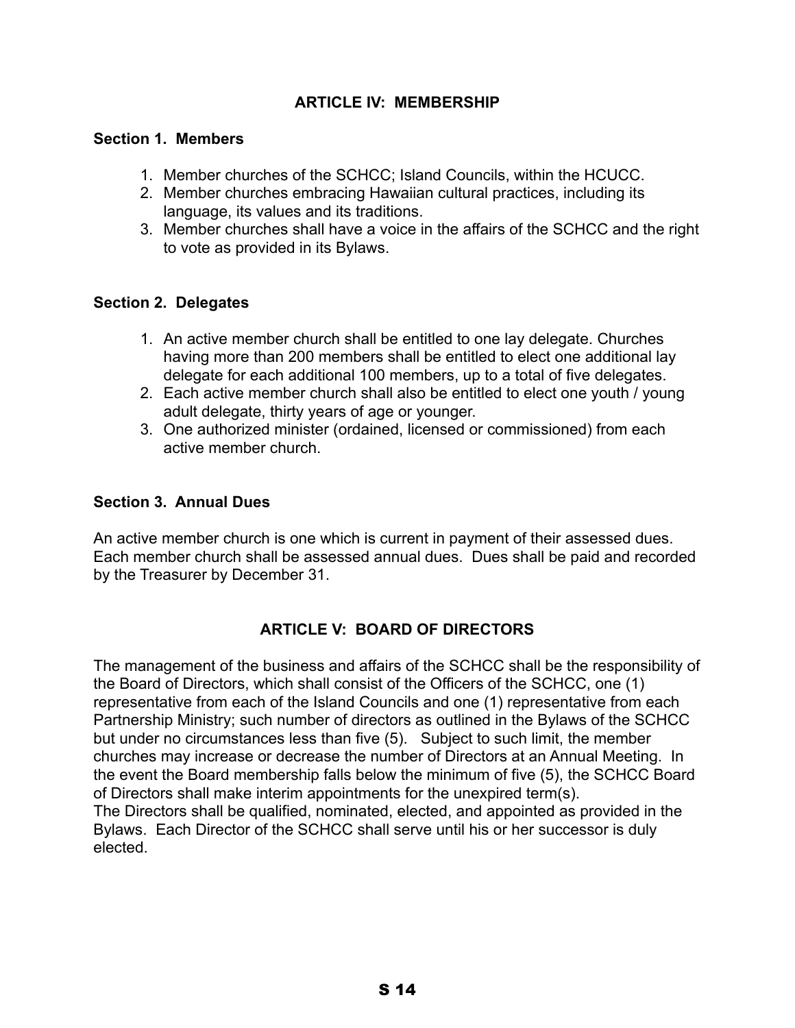## ARTICLE IV: MEMBERSHIP

### Section 1. Members

1. Member churches of the SCHCC; Island Councils, within the HCUCC.
2. Member churches embracing Hawaiian cultural practices, including its language, its values and its traditions.
3. Member churches shall have a voice in the affairs of the SCHCC and the right to vote as provided in its Bylaws.

### Section 2. Delegates

1. An active member church shall be entitled to one lay delegate. Churches having more than 200 members shall be entitled to elect one additional lay delegate for each additional 100 members, up to a total of five delegates.
2. Each active member church shall also be entitled to elect one youth / young adult delegate, thirty years of age or younger.
3. One authorized minister (ordained, licensed or commissioned) from each active member church.

### Section 3. Annual Dues

An active member church is one which is current in payment of their assessed dues. Each member church shall be assessed annual dues. Dues shall be paid and recorded by the Treasurer by December 31.

## ARTICLE V: BOARD OF DIRECTORS

The management of the business and affairs of the SCHCC shall be the responsibility of the Board of Directors, which shall consist of the Officers of the SCHCC, one (1) representative from each of the Island Councils and one (1) representative from each Partnership Ministry; such number of directors as outlined in the Bylaws of the SCHCC but under no circumstances less than five (5). Subject to such limit, the member churches may increase or decrease the number of Directors at an Annual Meeting. In the event the Board membership falls below the minimum of five (5), the SCHCC Board of Directors shall make interim appointments for the unexpired term(s).
The Directors shall be qualified, nominated, elected, and appointed as provided in the Bylaws. Each Director of the SCHCC shall serve until his or her successor is duly elected.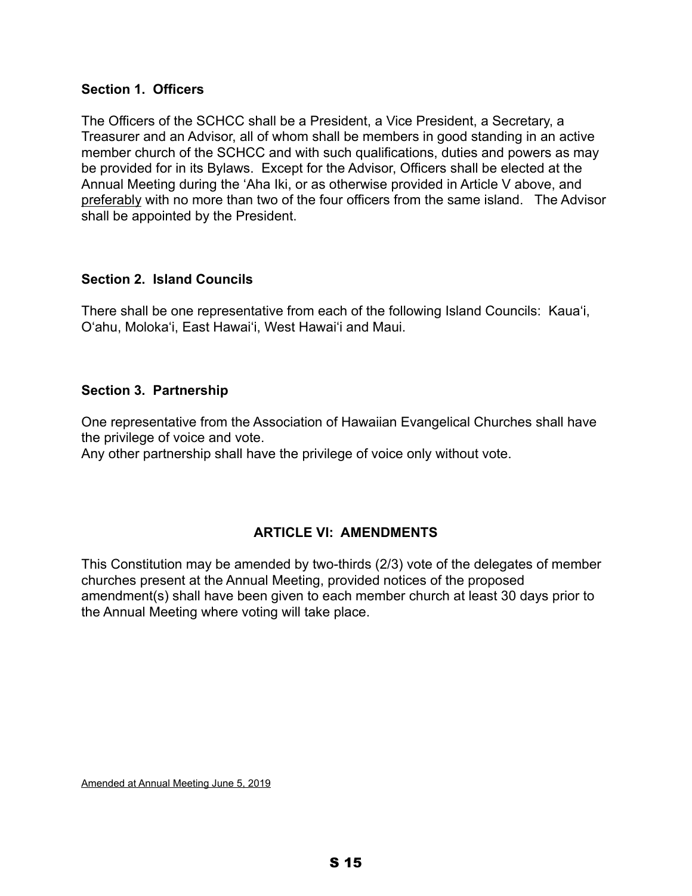### Section 1. Officers

The Officers of the SCHCC shall be a President, a Vice President, a Secretary, a Treasurer and an Advisor, all of whom shall be members in good standing in an active member church of the SCHCC and with such qualifications, duties and powers as may be provided for in its Bylaws. Except for the Advisor, Officers shall be elected at the Annual Meeting during the ʻAha Iki, or as otherwise provided in Article V above, and <u>preferably</u> with no more than two of the four officers from the same island. The Advisor shall be appointed by the President.

### Section 2. Island Councils

There shall be one representative from each of the following Island Councils: Kauaʻi, Oʻahu, Molokaʻi, East Hawaiʻi, West Hawaiʻi and Maui.

### Section 3. Partnership

One representative from the Association of Hawaiian Evangelical Churches shall have the privilege of voice and vote.
Any other partnership shall have the privilege of voice only without vote.

## ARTICLE VI: AMENDMENTS

This Constitution may be amended by two-thirds (2/3) vote of the delegates of member churches present at the Annual Meeting, provided notices of the proposed amendment(s) shall have been given to each member church at least 30 days prior to the Annual Meeting where voting will take place.

<u>Amended at Annual Meeting June 5, 2019</u>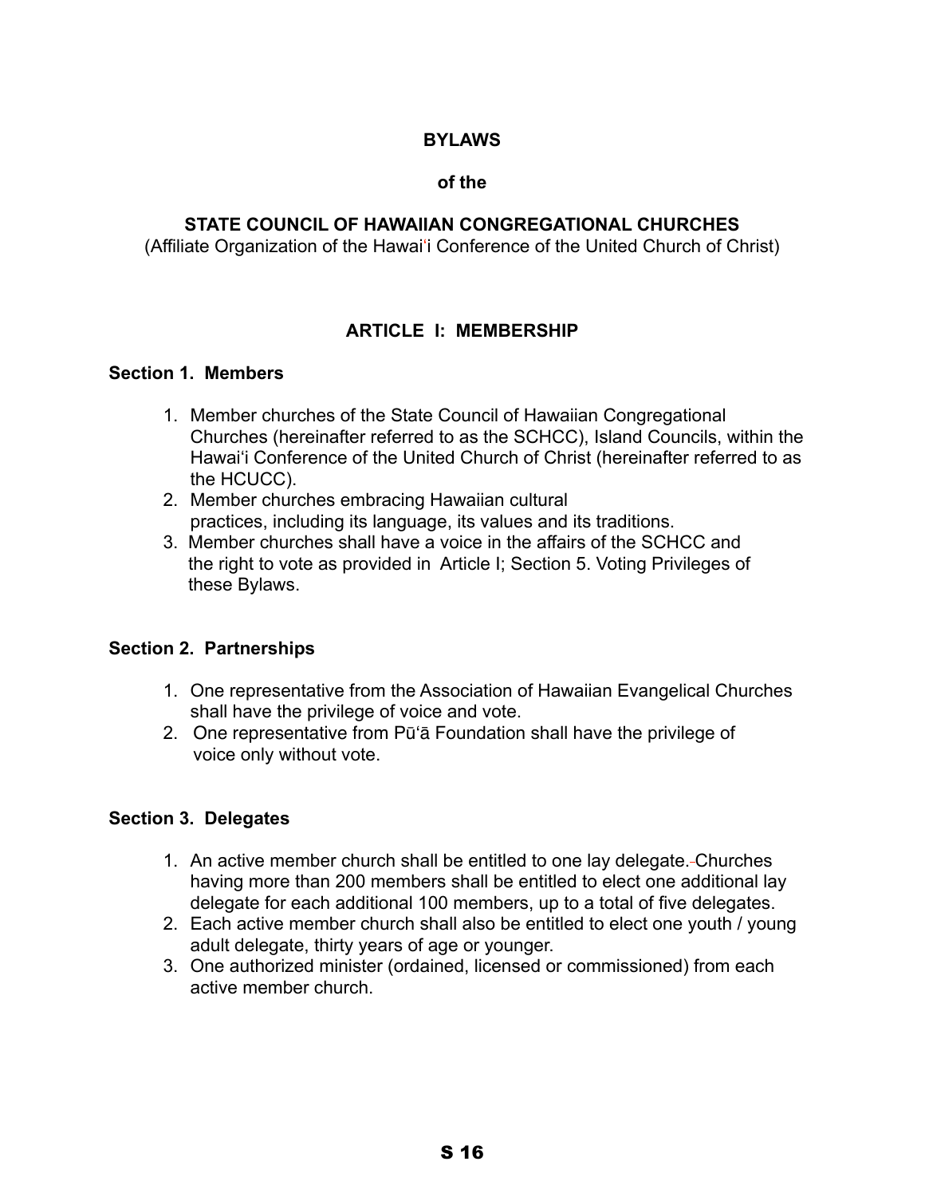**BYLAWS**

**of the**

**STATE COUNCIL OF HAWAIIAN CONGREGATIONAL CHURCHES**

(Affiliate Organization of the Hawaiʻi Conference of the United Church of Christ)

## ARTICLE I: MEMBERSHIP

### Section 1. Members

1. Member churches of the State Council of Hawaiian Congregational Churches (hereinafter referred to as the SCHCC), Island Councils, within the Hawaiʻi Conference of the United Church of Christ (hereinafter referred to as the HCUCC).
2. Member churches embracing Hawaiian cultural practices, including its language, its values and its traditions.
3. Member churches shall have a voice in the affairs of the SCHCC and the right to vote as provided in Article I; Section 5. Voting Privileges of these Bylaws.

### Section 2. Partnerships

1. One representative from the Association of Hawaiian Evangelical Churches shall have the privilege of voice and vote.
2. One representative from Pūʻā Foundation shall have the privilege of voice only without vote.

### Section 3. Delegates

1. An active member church shall be entitled to one lay delegate. Churches having more than 200 members shall be entitled to elect one additional lay delegate for each additional 100 members, up to a total of five delegates.
2. Each active member church shall also be entitled to elect one youth / young adult delegate, thirty years of age or younger.
3. One authorized minister (ordained, licensed or commissioned) from each active member church.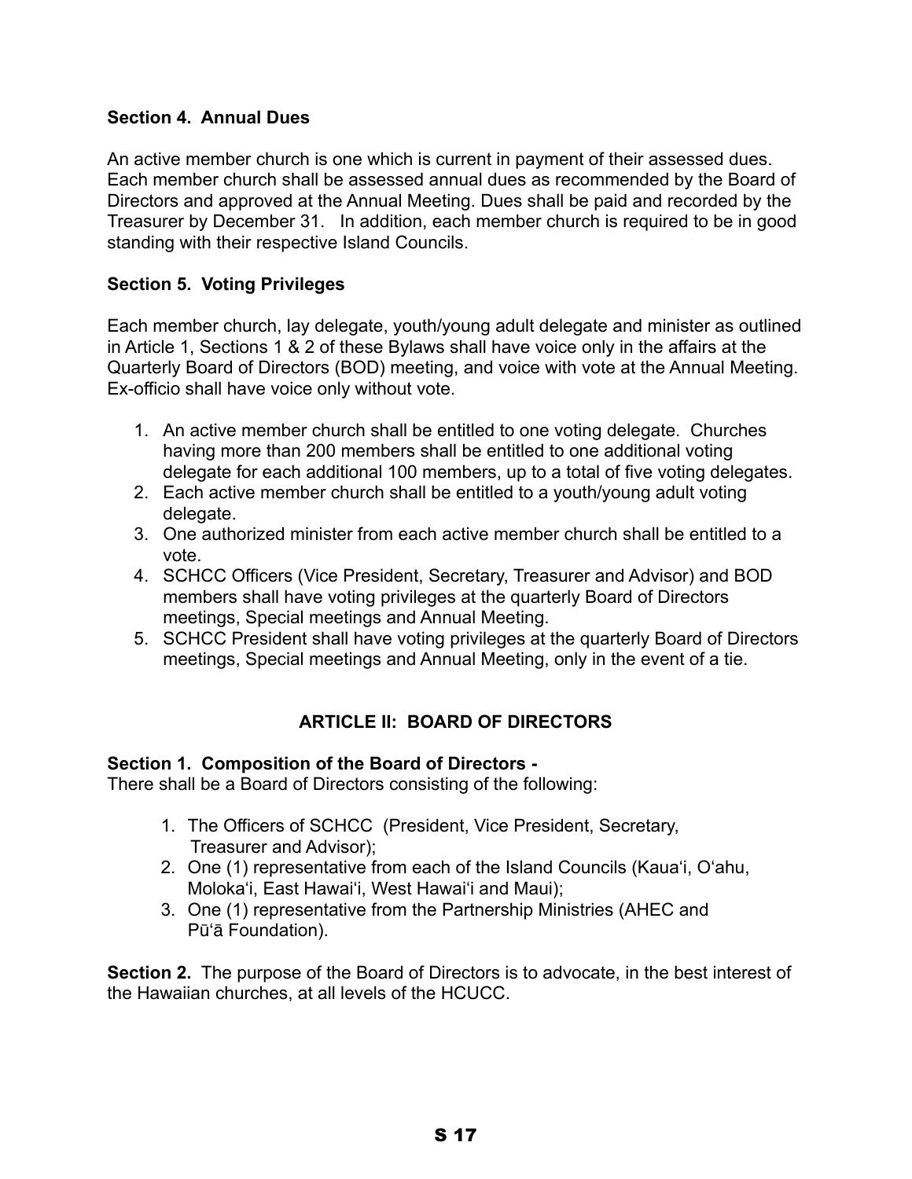### Section 4. Annual Dues

An active member church is one which is current in payment of their assessed dues. Each member church shall be assessed annual dues as recommended by the Board of Directors and approved at the Annual Meeting. Dues shall be paid and recorded by the Treasurer by December 31. In addition, each member church is required to be in good standing with their respective Island Councils.

### Section 5. Voting Privileges

Each member church, lay delegate, youth/young adult delegate and minister as outlined in Article 1, Sections 1 & 2 of these Bylaws shall have voice only in the affairs at the Quarterly Board of Directors (BOD) meeting, and voice with vote at the Annual Meeting. Ex-officio shall have voice only without vote.

1. An active member church shall be entitled to one voting delegate. Churches having more than 200 members shall be entitled to one additional voting delegate for each additional 100 members, up to a total of five voting delegates.
2. Each active member church shall be entitled to a youth/young adult voting delegate.
3. One authorized minister from each active member church shall be entitled to a vote.
4. SCHCC Officers (Vice President, Secretary, Treasurer and Advisor) and BOD members shall have voting privileges at the quarterly Board of Directors meetings, Special meetings and Annual Meeting.
5. SCHCC President shall have voting privileges at the quarterly Board of Directors meetings, Special meetings and Annual Meeting, only in the event of a tie.

## ARTICLE II: BOARD OF DIRECTORS

**Section 1. Composition of the Board of Directors -**
There shall be a Board of Directors consisting of the following:

1. The Officers of SCHCC (President, Vice President, Secretary, Treasurer and Advisor);
2. One (1) representative from each of the Island Councils (Kaua‘i, O‘ahu, Moloka‘i, East Hawai‘i, West Hawai‘i and Maui);
3. One (1) representative from the Partnership Ministries (AHEC and Pū‘ā Foundation).

**Section 2.** The purpose of the Board of Directors is to advocate, in the best interest of the Hawaiian churches, at all levels of the HCUCC.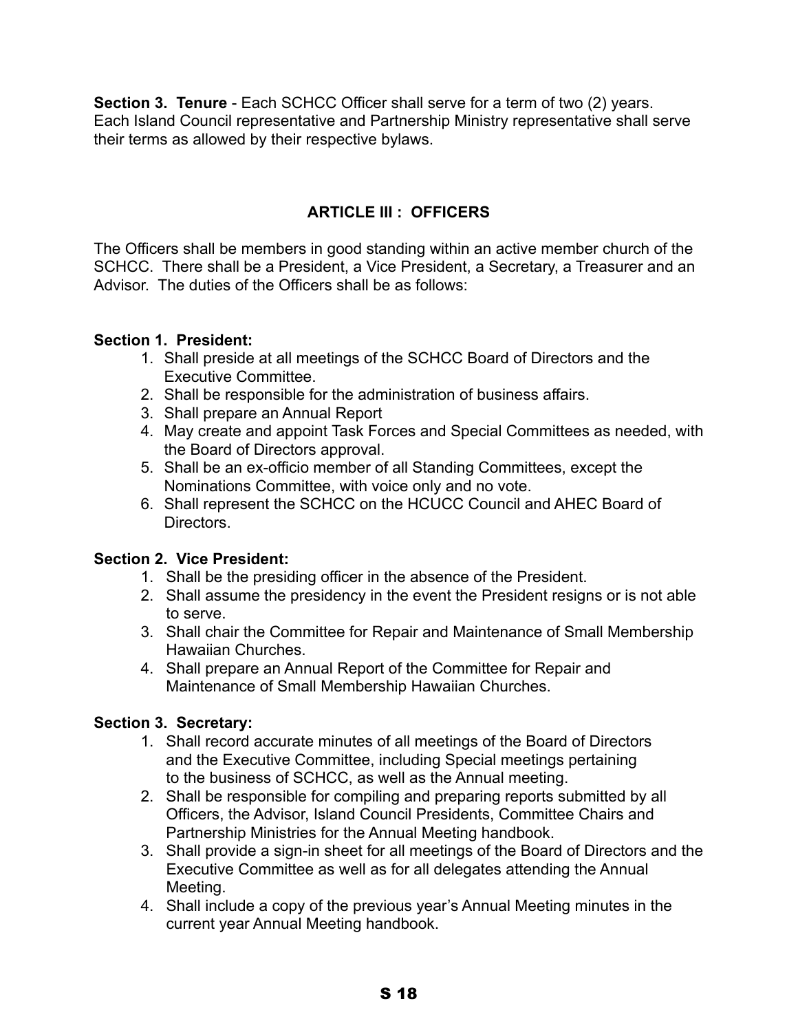**Section 3. Tenure** - Each SCHCC Officer shall serve for a term of two (2) years. Each Island Council representative and Partnership Ministry representative shall serve their terms as allowed by their respective bylaws.

## ARTICLE III : OFFICERS

The Officers shall be members in good standing within an active member church of the SCHCC. There shall be a President, a Vice President, a Secretary, a Treasurer and an Advisor. The duties of the Officers shall be as follows:

**Section 1. President:**

1. Shall preside at all meetings of the SCHCC Board of Directors and the Executive Committee.
2. Shall be responsible for the administration of business affairs.
3. Shall prepare an Annual Report
4. May create and appoint Task Forces and Special Committees as needed, with the Board of Directors approval.
5. Shall be an ex-officio member of all Standing Committees, except the Nominations Committee, with voice only and no vote.
6. Shall represent the SCHCC on the HCUCC Council and AHEC Board of Directors.

**Section 2. Vice President:**

1. Shall be the presiding officer in the absence of the President.
2. Shall assume the presidency in the event the President resigns or is not able to serve.
3. Shall chair the Committee for Repair and Maintenance of Small Membership Hawaiian Churches.
4. Shall prepare an Annual Report of the Committee for Repair and Maintenance of Small Membership Hawaiian Churches.

**Section 3. Secretary:**

1. Shall record accurate minutes of all meetings of the Board of Directors and the Executive Committee, including Special meetings pertaining to the business of SCHCC, as well as the Annual meeting.
2. Shall be responsible for compiling and preparing reports submitted by all Officers, the Advisor, Island Council Presidents, Committee Chairs and Partnership Ministries for the Annual Meeting handbook.
3. Shall provide a sign-in sheet for all meetings of the Board of Directors and the Executive Committee as well as for all delegates attending the Annual Meeting.
4. Shall include a copy of the previous year's Annual Meeting minutes in the current year Annual Meeting handbook.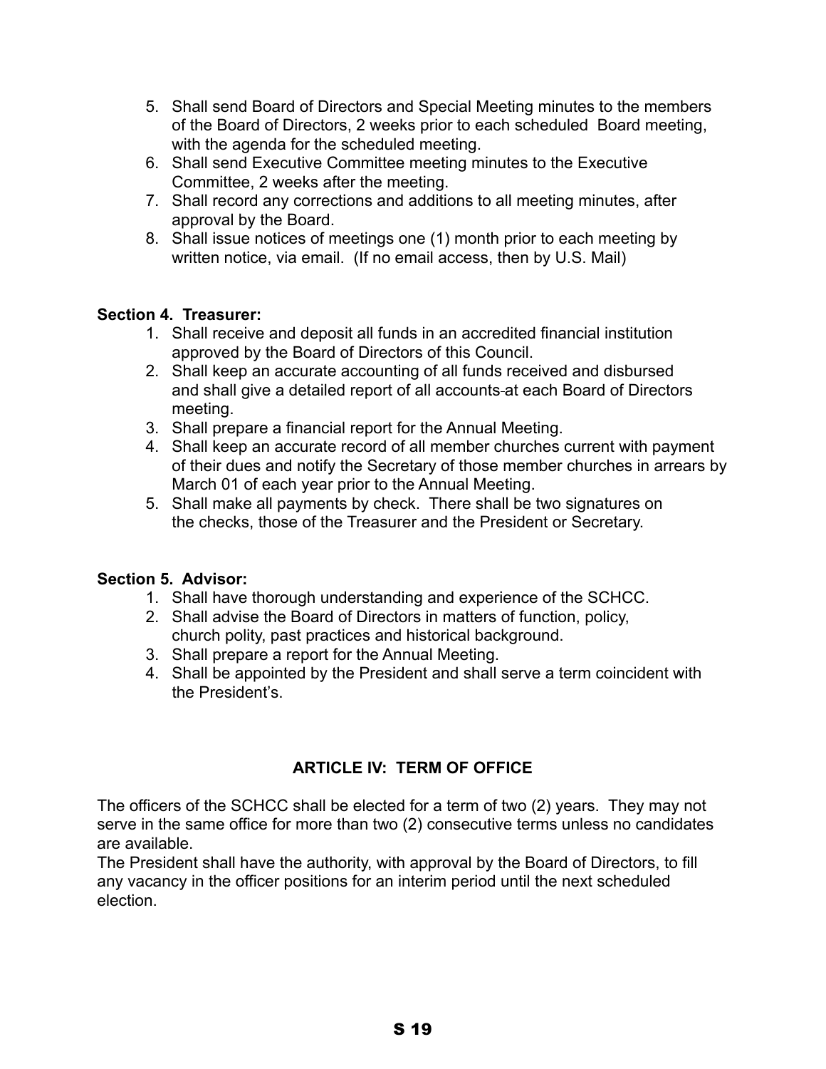5. Shall send Board of Directors and Special Meeting minutes to the members of the Board of Directors, 2 weeks prior to each scheduled Board meeting, with the agenda for the scheduled meeting.
6. Shall send Executive Committee meeting minutes to the Executive Committee, 2 weeks after the meeting.
7. Shall record any corrections and additions to all meeting minutes, after approval by the Board.
8. Shall issue notices of meetings one (1) month prior to each meeting by written notice, via email. (If no email access, then by U.S. Mail)

**Section 4. Treasurer:**

1. Shall receive and deposit all funds in an accredited financial institution approved by the Board of Directors of this Council.
2. Shall keep an accurate accounting of all funds received and disbursed and shall give a detailed report of all accounts at each Board of Directors meeting.
3. Shall prepare a financial report for the Annual Meeting.
4. Shall keep an accurate record of all member churches current with payment of their dues and notify the Secretary of those member churches in arrears by March 01 of each year prior to the Annual Meeting.
5. Shall make all payments by check. There shall be two signatures on the checks, those of the Treasurer and the President or Secretary.

**Section 5. Advisor:**

1. Shall have thorough understanding and experience of the SCHCC.
2. Shall advise the Board of Directors in matters of function, policy, church polity, past practices and historical background.
3. Shall prepare a report for the Annual Meeting.
4. Shall be appointed by the President and shall serve a term coincident with the President's.

## ARTICLE IV: TERM OF OFFICE

The officers of the SCHCC shall be elected for a term of two (2) years. They may not serve in the same office for more than two (2) consecutive terms unless no candidates are available.
The President shall have the authority, with approval by the Board of Directors, to fill any vacancy in the officer positions for an interim period until the next scheduled election.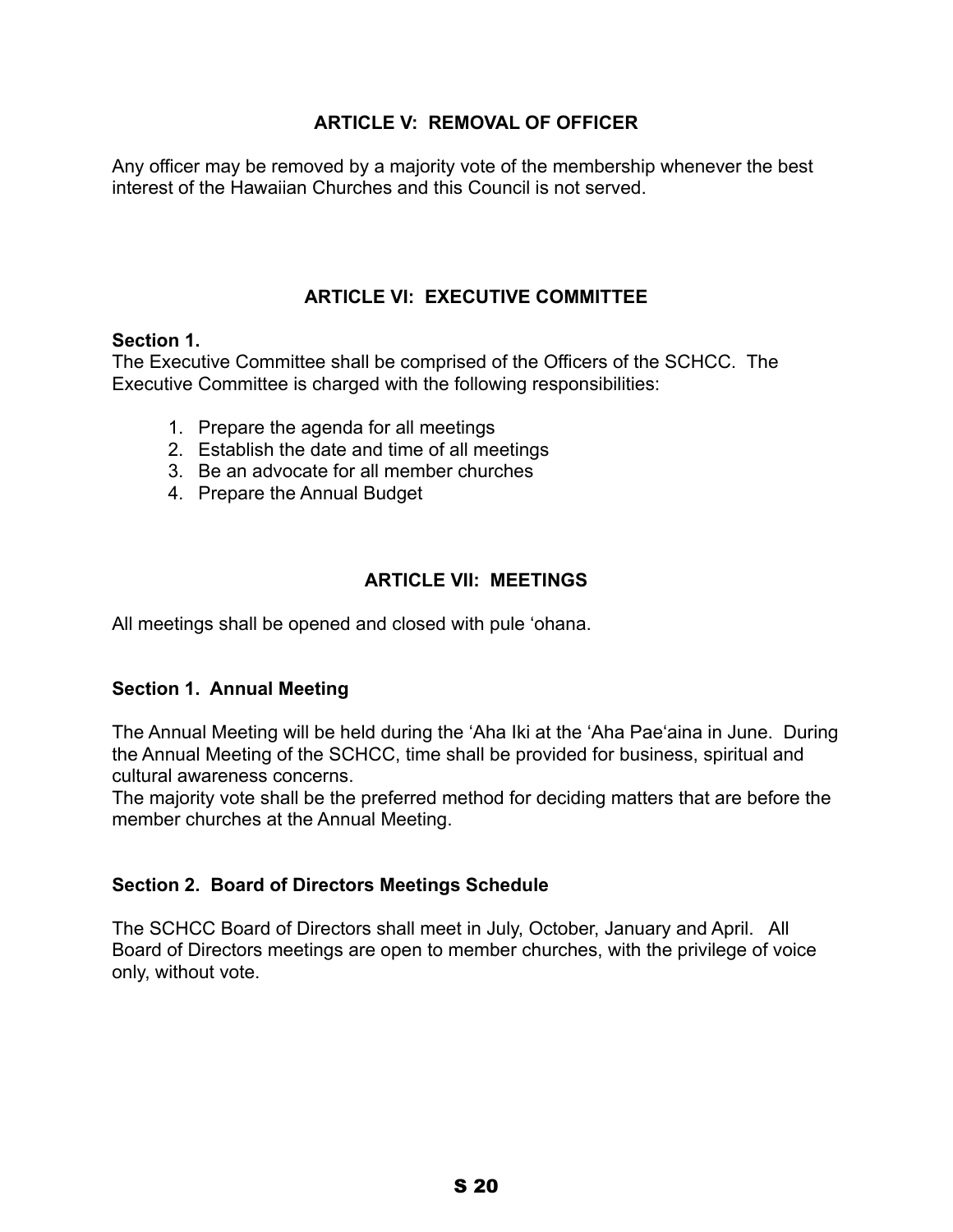## ARTICLE V: REMOVAL OF OFFICER

Any officer may be removed by a majority vote of the membership whenever the best interest of the Hawaiian Churches and this Council is not served.

## ARTICLE VI: EXECUTIVE COMMITTEE

**Section 1.**
The Executive Committee shall be comprised of the Officers of the SCHCC. The Executive Committee is charged with the following responsibilities:

1. Prepare the agenda for all meetings
2. Establish the date and time of all meetings
3. Be an advocate for all member churches
4. Prepare the Annual Budget

## ARTICLE VII: MEETINGS

All meetings shall be opened and closed with pule ʻohana.

### Section 1. Annual Meeting

The Annual Meeting will be held during the ʻAha Iki at the ʻAha Paeʻaina in June. During the Annual Meeting of the SCHCC, time shall be provided for business, spiritual and cultural awareness concerns.
The majority vote shall be the preferred method for deciding matters that are before the member churches at the Annual Meeting.

### Section 2. Board of Directors Meetings Schedule

The SCHCC Board of Directors shall meet in July, October, January and April. All Board of Directors meetings are open to member churches, with the privilege of voice only, without vote.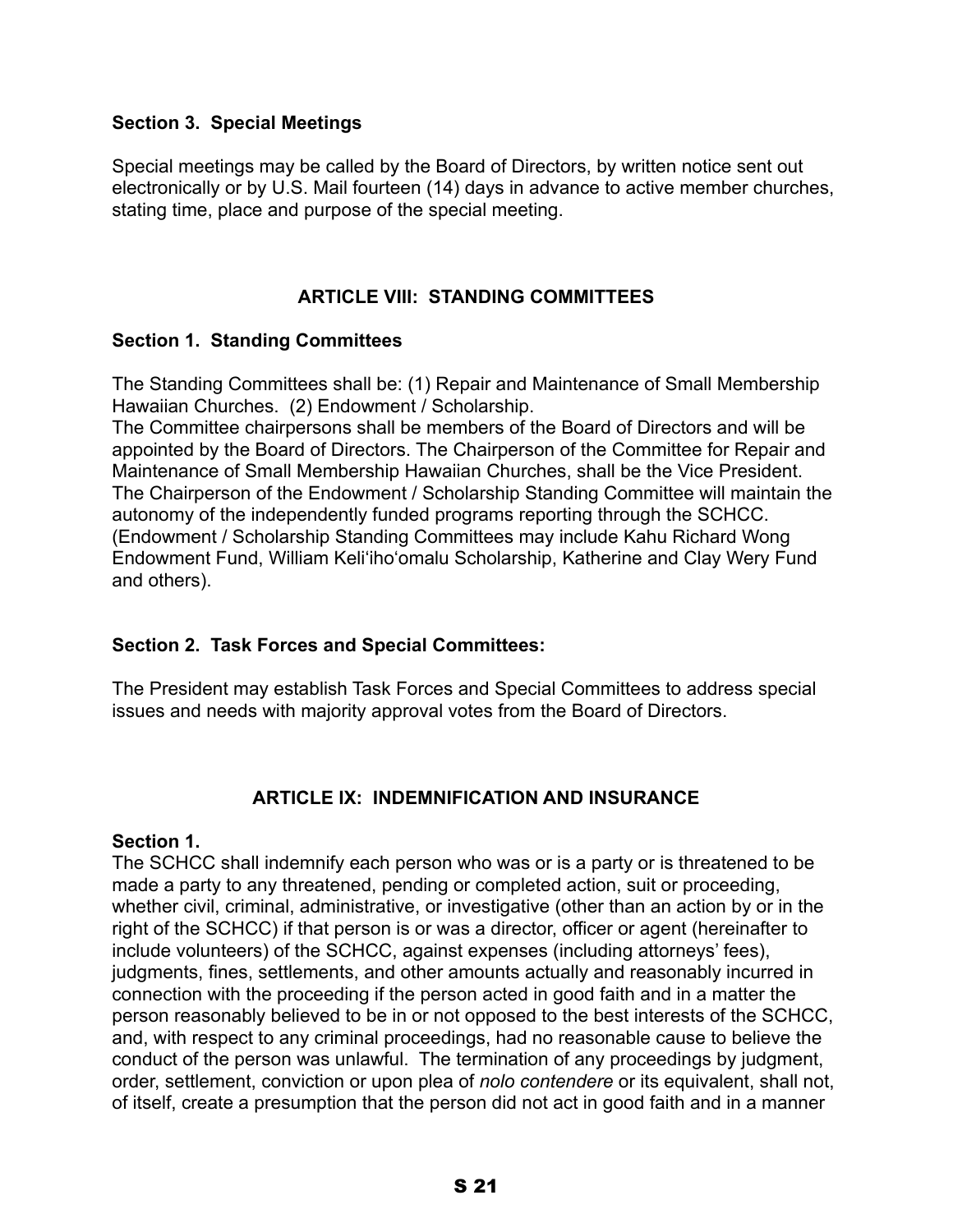**Section 3. Special Meetings**

Special meetings may be called by the Board of Directors, by written notice sent out electronically or by U.S. Mail fourteen (14) days in advance to active member churches, stating time, place and purpose of the special meeting.

## ARTICLE VIII: STANDING COMMITTEES

**Section 1. Standing Committees**

The Standing Committees shall be: (1) Repair and Maintenance of Small Membership Hawaiian Churches. (2) Endowment / Scholarship.
The Committee chairpersons shall be members of the Board of Directors and will be appointed by the Board of Directors. The Chairperson of the Committee for Repair and Maintenance of Small Membership Hawaiian Churches, shall be the Vice President. The Chairperson of the Endowment / Scholarship Standing Committee will maintain the autonomy of the independently funded programs reporting through the SCHCC. (Endowment / Scholarship Standing Committees may include Kahu Richard Wong Endowment Fund, William Keli‘iho‘omalu Scholarship, Katherine and Clay Wery Fund and others).

**Section 2. Task Forces and Special Committees:**

The President may establish Task Forces and Special Committees to address special issues and needs with majority approval votes from the Board of Directors.

## ARTICLE IX: INDEMNIFICATION AND INSURANCE

**Section 1.**
The SCHCC shall indemnify each person who was or is a party or is threatened to be made a party to any threatened, pending or completed action, suit or proceeding, whether civil, criminal, administrative, or investigative (other than an action by or in the right of the SCHCC) if that person is or was a director, officer or agent (hereinafter to include volunteers) of the SCHCC, against expenses (including attorneys' fees), judgments, fines, settlements, and other amounts actually and reasonably incurred in connection with the proceeding if the person acted in good faith and in a matter the person reasonably believed to be in or not opposed to the best interests of the SCHCC, and, with respect to any criminal proceedings, had no reasonable cause to believe the conduct of the person was unlawful. The termination of any proceedings by judgment, order, settlement, conviction or upon plea of *nolo contendere* or its equivalent, shall not, of itself, create a presumption that the person did not act in good faith and in a manner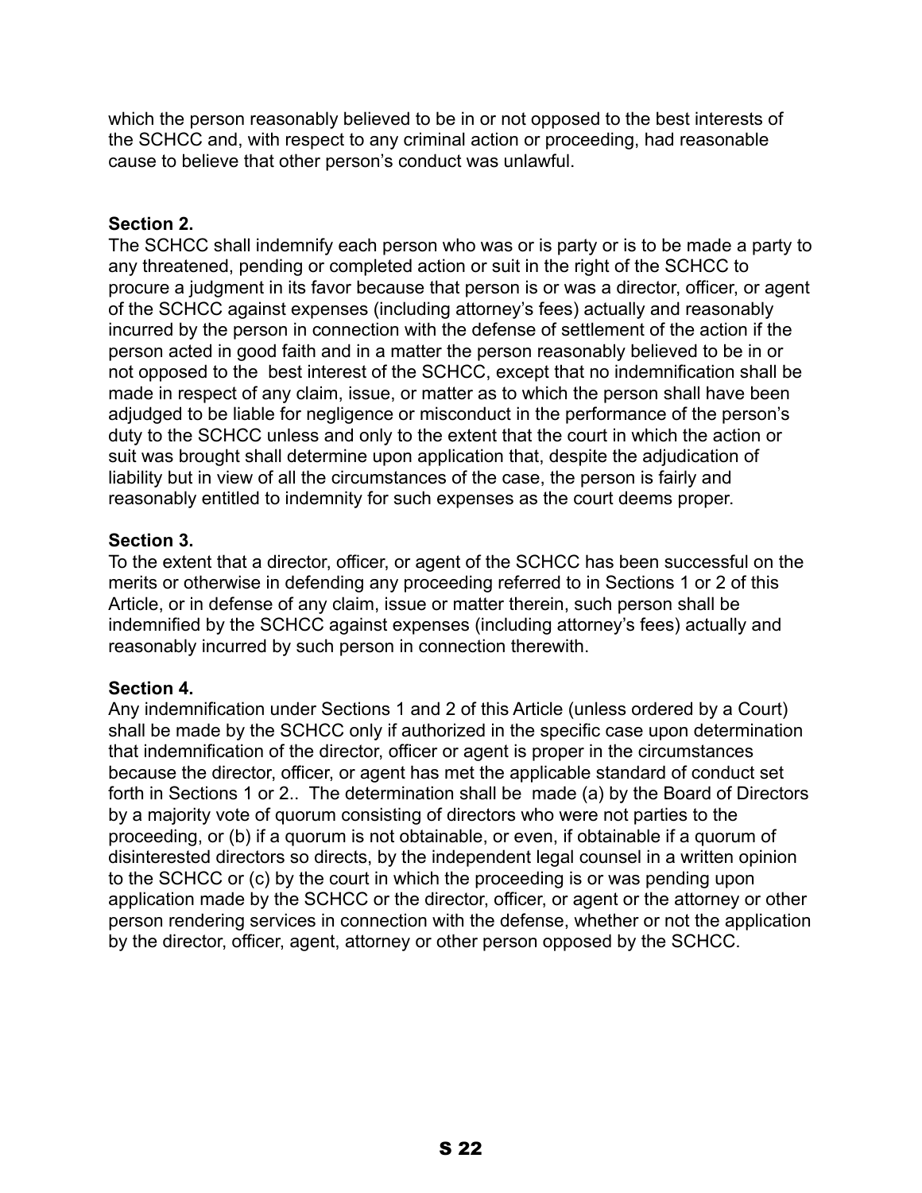which the person reasonably believed to be in or not opposed to the best interests of the SCHCC and, with respect to any criminal action or proceeding, had reasonable cause to believe that other person's conduct was unlawful.

**Section 2.**

The SCHCC shall indemnify each person who was or is party or is to be made a party to any threatened, pending or completed action or suit in the right of the SCHCC to procure a judgment in its favor because that person is or was a director, officer, or agent of the SCHCC against expenses (including attorney's fees) actually and reasonably incurred by the person in connection with the defense of settlement of the action if the person acted in good faith and in a matter the person reasonably believed to be in or not opposed to the best interest of the SCHCC, except that no indemnification shall be made in respect of any claim, issue, or matter as to which the person shall have been adjudged to be liable for negligence or misconduct in the performance of the person's duty to the SCHCC unless and only to the extent that the court in which the action or suit was brought shall determine upon application that, despite the adjudication of liability but in view of all the circumstances of the case, the person is fairly and reasonably entitled to indemnity for such expenses as the court deems proper.

**Section 3.**

To the extent that a director, officer, or agent of the SCHCC has been successful on the merits or otherwise in defending any proceeding referred to in Sections 1 or 2 of this Article, or in defense of any claim, issue or matter therein, such person shall be indemnified by the SCHCC against expenses (including attorney's fees) actually and reasonably incurred by such person in connection therewith.

**Section 4.**

Any indemnification under Sections 1 and 2 of this Article (unless ordered by a Court) shall be made by the SCHCC only if authorized in the specific case upon determination that indemnification of the director, officer or agent is proper in the circumstances because the director, officer, or agent has met the applicable standard of conduct set forth in Sections 1 or 2.. The determination shall be made (a) by the Board of Directors by a majority vote of quorum consisting of directors who were not parties to the proceeding, or (b) if a quorum is not obtainable, or even, if obtainable if a quorum of disinterested directors so directs, by the independent legal counsel in a written opinion to the SCHCC or (c) by the court in which the proceeding is or was pending upon application made by the SCHCC or the director, officer, or agent or the attorney or other person rendering services in connection with the defense, whether or not the application by the director, officer, agent, attorney or other person opposed by the SCHCC.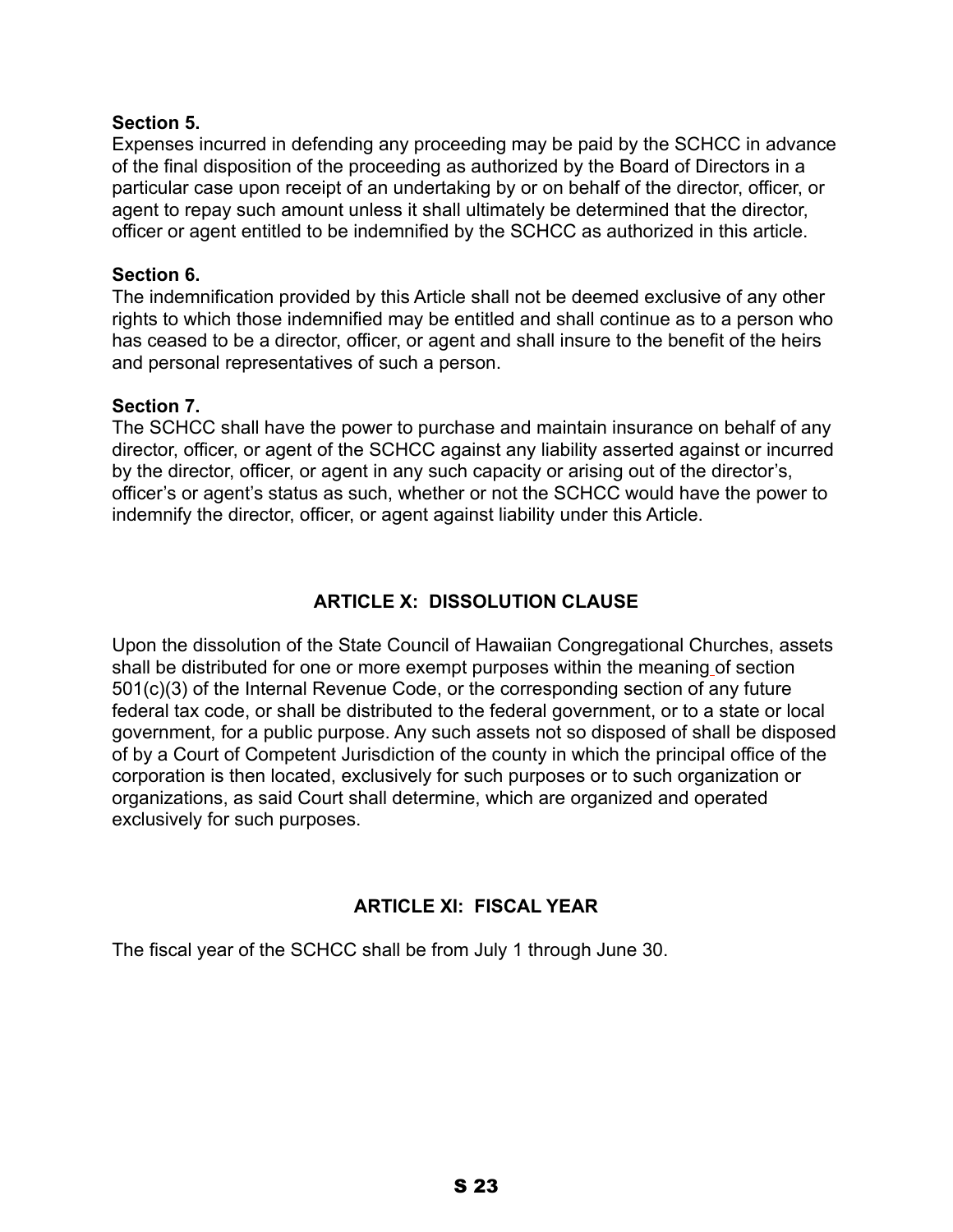**Section 5.**
Expenses incurred in defending any proceeding may be paid by the SCHCC in advance of the final disposition of the proceeding as authorized by the Board of Directors in a particular case upon receipt of an undertaking by or on behalf of the director, officer, or agent to repay such amount unless it shall ultimately be determined that the director, officer or agent entitled to be indemnified by the SCHCC as authorized in this article.

**Section 6.**
The indemnification provided by this Article shall not be deemed exclusive of any other rights to which those indemnified may be entitled and shall continue as to a person who has ceased to be a director, officer, or agent and shall insure to the benefit of the heirs and personal representatives of such a person.

**Section 7.**
The SCHCC shall have the power to purchase and maintain insurance on behalf of any director, officer, or agent of the SCHCC against any liability asserted against or incurred by the director, officer, or agent in any such capacity or arising out of the director's, officer's or agent's status as such, whether or not the SCHCC would have the power to indemnify the director, officer, or agent against liability under this Article.

## ARTICLE X: DISSOLUTION CLAUSE

Upon the dissolution of the State Council of Hawaiian Congregational Churches, assets shall be distributed for one or more exempt purposes within the meaning of section 501(c)(3) of the Internal Revenue Code, or the corresponding section of any future federal tax code, or shall be distributed to the federal government, or to a state or local government, for a public purpose. Any such assets not so disposed of shall be disposed of by a Court of Competent Jurisdiction of the county in which the principal office of the corporation is then located, exclusively for such purposes or to such organization or organizations, as said Court shall determine, which are organized and operated exclusively for such purposes.

## ARTICLE XI: FISCAL YEAR

The fiscal year of the SCHCC shall be from July 1 through June 30.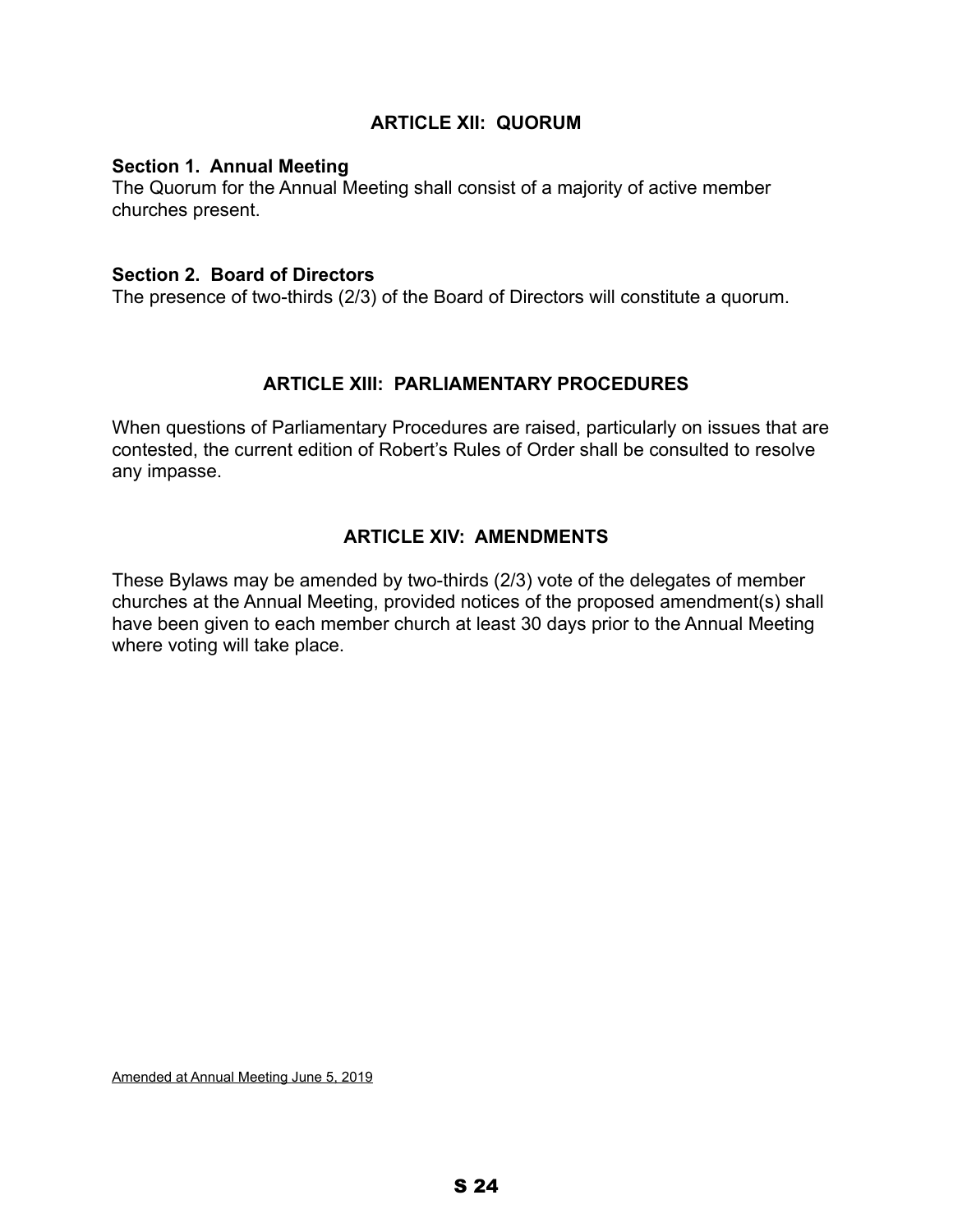## ARTICLE XII: QUORUM

**Section 1. Annual Meeting**
The Quorum for the Annual Meeting shall consist of a majority of active member churches present.

**Section 2. Board of Directors**
The presence of two-thirds (2/3) of the Board of Directors will constitute a quorum.

## ARTICLE XIII: PARLIAMENTARY PROCEDURES

When questions of Parliamentary Procedures are raised, particularly on issues that are contested, the current edition of Robert's Rules of Order shall be consulted to resolve any impasse.

## ARTICLE XIV: AMENDMENTS

These Bylaws may be amended by two-thirds (2/3) vote of the delegates of member churches at the Annual Meeting, provided notices of the proposed amendment(s) shall have been given to each member church at least 30 days prior to the Annual Meeting where voting will take place.

Amended at Annual Meeting June 5, 2019